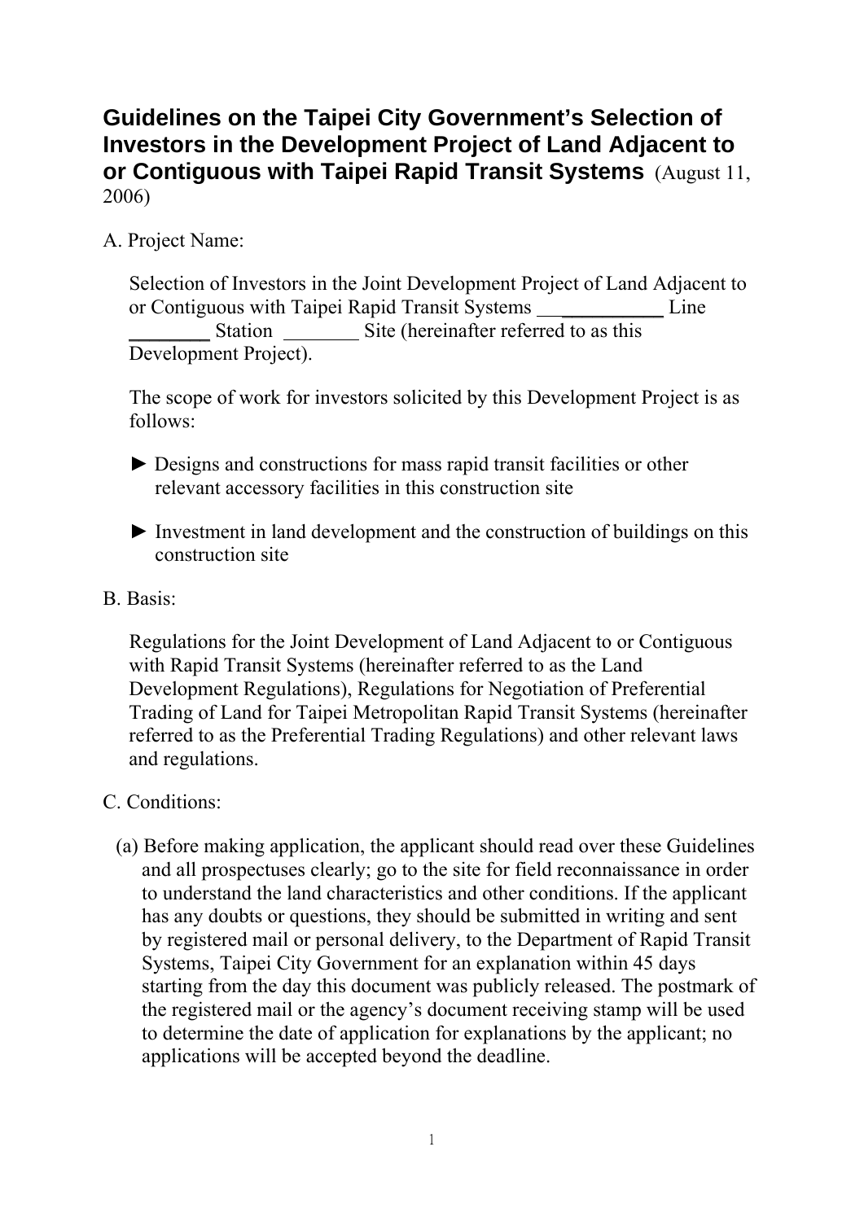# Guidelines on the Taipei City Government's Selection of Investors in the Development Project of Land Adjacent to or Contiguous with Taipei Rapid Transit Systems (August 11, 2006)

A. Project Name:

Selection of Investors in the Joint Development Project of Land Adjacent to or Contiguous with Taipei Rapid Transit Systems ____________ Line ________ Station ________ Site (hereinafter referred to as this Development Project).

The scope of work for investors solicited by this Development Project is as follows:

► Designs and constructions for mass rapid transit facilities or other relevant accessory facilities in this construction site

► Investment in land development and the construction of buildings on this construction site

B. Basis:

Regulations for the Joint Development of Land Adjacent to or Contiguous with Rapid Transit Systems (hereinafter referred to as the Land Development Regulations), Regulations for Negotiation of Preferential Trading of Land for Taipei Metropolitan Rapid Transit Systems (hereinafter referred to as the Preferential Trading Regulations) and other relevant laws and regulations.

C. Conditions:

(a) Before making application, the applicant should read over these Guidelines and all prospectuses clearly; go to the site for field reconnaissance in order to understand the land characteristics and other conditions. If the applicant has any doubts or questions, they should be submitted in writing and sent by registered mail or personal delivery, to the Department of Rapid Transit Systems, Taipei City Government for an explanation within 45 days starting from the day this document was publicly released. The postmark of the registered mail or the agency's document receiving stamp will be used to determine the date of application for explanations by the applicant; no applications will be accepted beyond the deadline.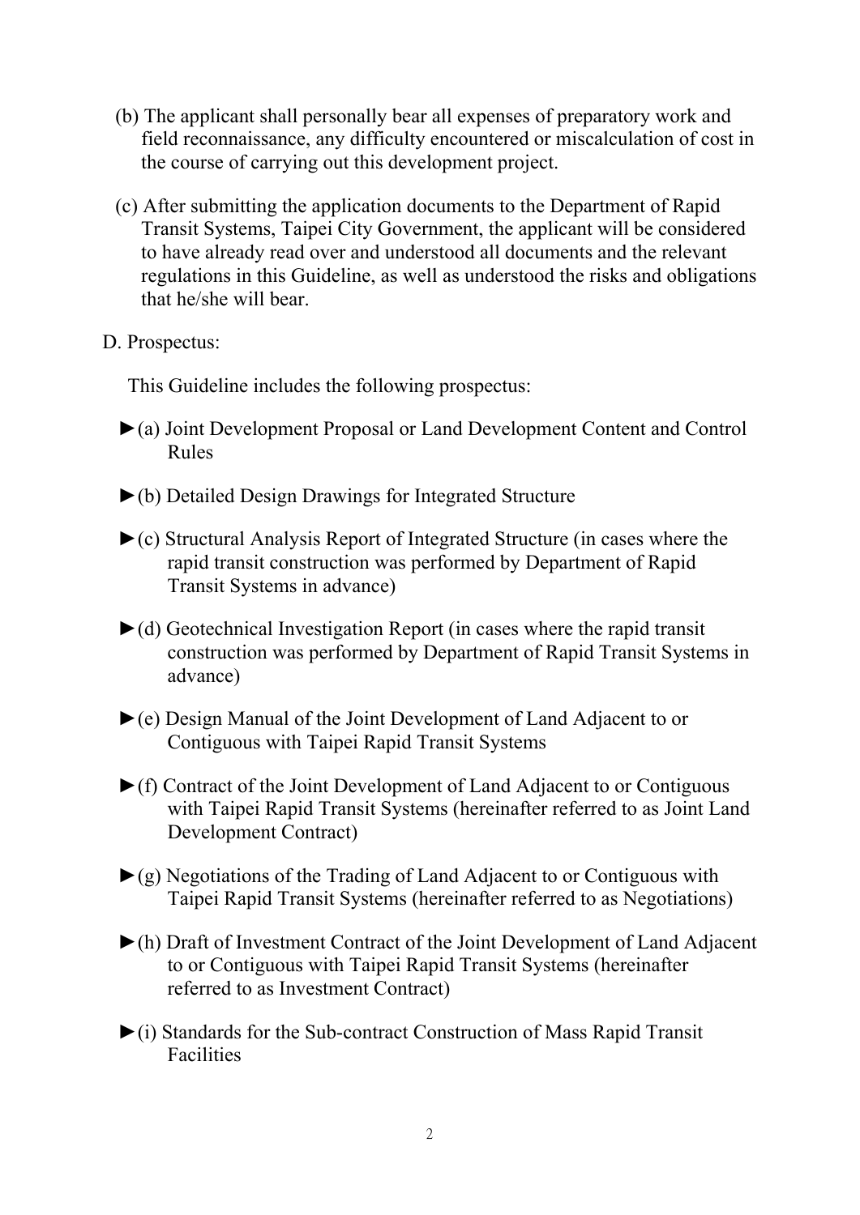(b) The applicant shall personally bear all expenses of preparatory work and field reconnaissance, any difficulty encountered or miscalculation of cost in the course of carrying out this development project.

(c) After submitting the application documents to the Department of Rapid Transit Systems, Taipei City Government, the applicant will be considered to have already read over and understood all documents and the relevant regulations in this Guideline, as well as understood the risks and obligations that he/she will bear.

D. Prospectus:

This Guideline includes the following prospectus:

►(a) Joint Development Proposal or Land Development Content and Control Rules

►(b) Detailed Design Drawings for Integrated Structure

►(c) Structural Analysis Report of Integrated Structure (in cases where the rapid transit construction was performed by Department of Rapid Transit Systems in advance)

►(d) Geotechnical Investigation Report (in cases where the rapid transit construction was performed by Department of Rapid Transit Systems in advance)

►(e) Design Manual of the Joint Development of Land Adjacent to or Contiguous with Taipei Rapid Transit Systems

►(f) Contract of the Joint Development of Land Adjacent to or Contiguous with Taipei Rapid Transit Systems (hereinafter referred to as Joint Land Development Contract)

►(g) Negotiations of the Trading of Land Adjacent to or Contiguous with Taipei Rapid Transit Systems (hereinafter referred to as Negotiations)

►(h) Draft of Investment Contract of the Joint Development of Land Adjacent to or Contiguous with Taipei Rapid Transit Systems (hereinafter referred to as Investment Contract)

►(i) Standards for the Sub-contract Construction of Mass Rapid Transit Facilities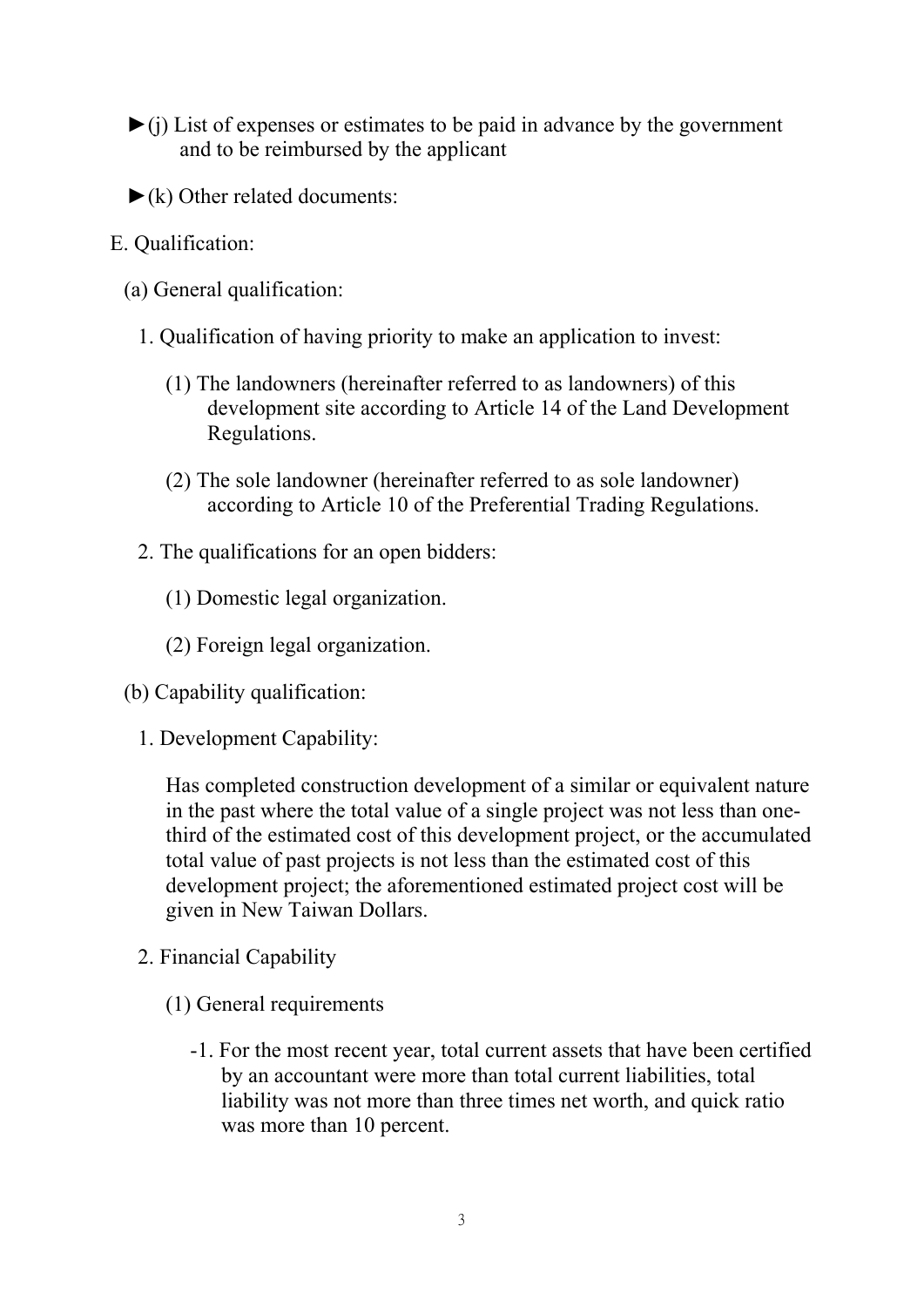►(j) List of expenses or estimates to be paid in advance by the government and to be reimbursed by the applicant

►(k) Other related documents:

E. Qualification:

(a) General qualification:

1. Qualification of having priority to make an application to invest:

(1) The landowners (hereinafter referred to as landowners) of this development site according to Article 14 of the Land Development Regulations.

(2) The sole landowner (hereinafter referred to as sole landowner) according to Article 10 of the Preferential Trading Regulations.

2. The qualifications for an open bidders:

(1) Domestic legal organization.

(2) Foreign legal organization.

(b) Capability qualification:

1. Development Capability:

Has completed construction development of a similar or equivalent nature in the past where the total value of a single project was not less than one-third of the estimated cost of this development project, or the accumulated total value of past projects is not less than the estimated cost of this development project; the aforementioned estimated project cost will be given in New Taiwan Dollars.

2. Financial Capability

(1) General requirements

-1. For the most recent year, total current assets that have been certified by an accountant were more than total current liabilities, total liability was not more than three times net worth, and quick ratio was more than 10 percent.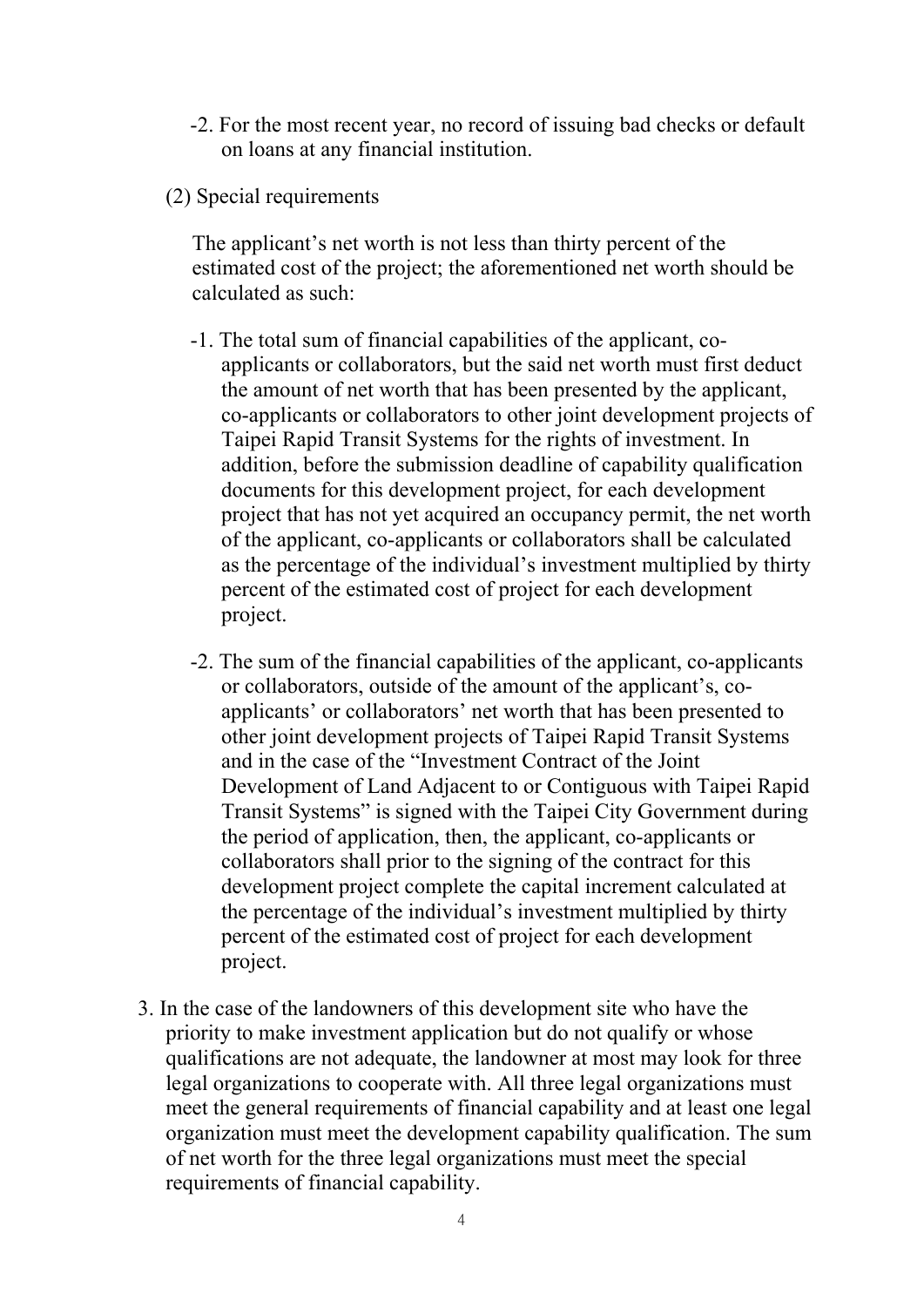-2. For the most recent year, no record of issuing bad checks or default on loans at any financial institution.

(2) Special requirements

The applicant's net worth is not less than thirty percent of the estimated cost of the project; the aforementioned net worth should be calculated as such:

-1. The total sum of financial capabilities of the applicant, co-applicants or collaborators, but the said net worth must first deduct the amount of net worth that has been presented by the applicant, co-applicants or collaborators to other joint development projects of Taipei Rapid Transit Systems for the rights of investment. In addition, before the submission deadline of capability qualification documents for this development project, for each development project that has not yet acquired an occupancy permit, the net worth of the applicant, co-applicants or collaborators shall be calculated as the percentage of the individual's investment multiplied by thirty percent of the estimated cost of project for each development project.

-2. The sum of the financial capabilities of the applicant, co-applicants or collaborators, outside of the amount of the applicant's, co-applicants' or collaborators' net worth that has been presented to other joint development projects of Taipei Rapid Transit Systems and in the case of the "Investment Contract of the Joint Development of Land Adjacent to or Contiguous with Taipei Rapid Transit Systems" is signed with the Taipei City Government during the period of application, then, the applicant, co-applicants or collaborators shall prior to the signing of the contract for this development project complete the capital increment calculated at the percentage of the individual's investment multiplied by thirty percent of the estimated cost of project for each development project.

3. In the case of the landowners of this development site who have the priority to make investment application but do not qualify or whose qualifications are not adequate, the landowner at most may look for three legal organizations to cooperate with. All three legal organizations must meet the general requirements of financial capability and at least one legal organization must meet the development capability qualification. The sum of net worth for the three legal organizations must meet the special requirements of financial capability.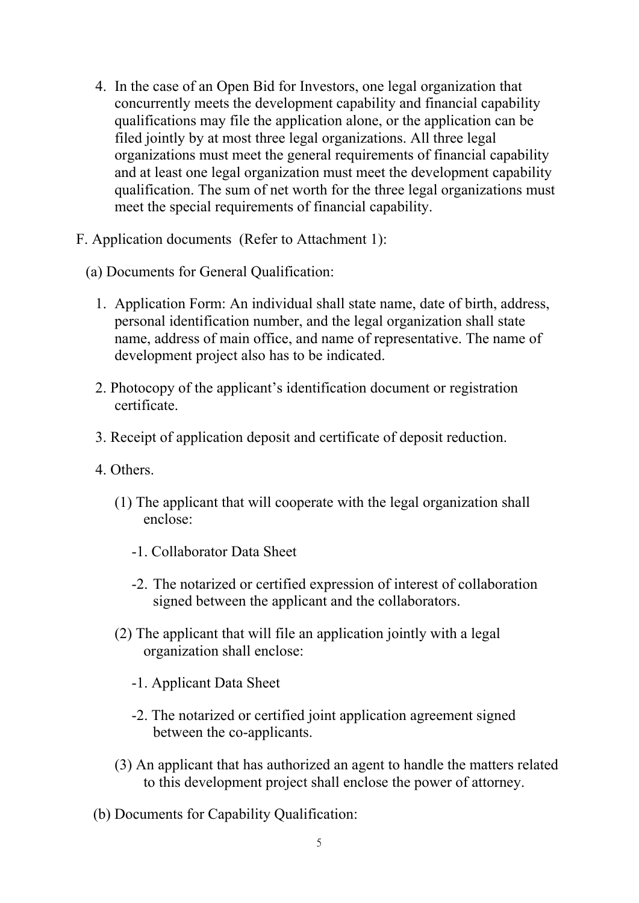4. In the case of an Open Bid for Investors, one legal organization that concurrently meets the development capability and financial capability qualifications may file the application alone, or the application can be filed jointly by at most three legal organizations. All three legal organizations must meet the general requirements of financial capability and at least one legal organization must meet the development capability qualification. The sum of net worth for the three legal organizations must meet the special requirements of financial capability.

F. Application documents (Refer to Attachment 1):

(a) Documents for General Qualification:

1. Application Form: An individual shall state name, date of birth, address, personal identification number, and the legal organization shall state name, address of main office, and name of representative. The name of development project also has to be indicated.

2. Photocopy of the applicant's identification document or registration certificate.

3. Receipt of application deposit and certificate of deposit reduction.

4. Others.

(1) The applicant that will cooperate with the legal organization shall enclose:

-1. Collaborator Data Sheet

-2. The notarized or certified expression of interest of collaboration signed between the applicant and the collaborators.

(2) The applicant that will file an application jointly with a legal organization shall enclose:

-1. Applicant Data Sheet

-2. The notarized or certified joint application agreement signed between the co-applicants.

(3) An applicant that has authorized an agent to handle the matters related to this development project shall enclose the power of attorney.

(b) Documents for Capability Qualification: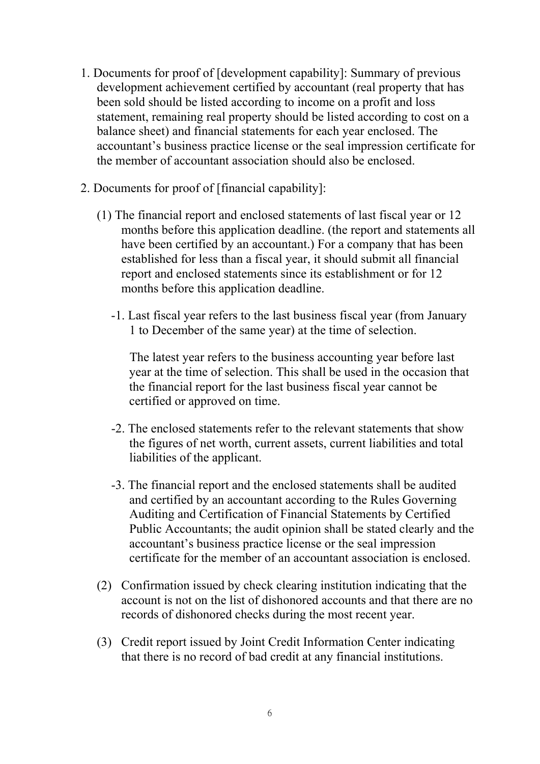1. Documents for proof of [development capability]: Summary of previous development achievement certified by accountant (real property that has been sold should be listed according to income on a profit and loss statement, remaining real property should be listed according to cost on a balance sheet) and financial statements for each year enclosed. The accountant's business practice license or the seal impression certificate for the member of accountant association should also be enclosed.

2. Documents for proof of [financial capability]:

   (1) The financial report and enclosed statements of last fiscal year or 12 months before this application deadline. (the report and statements all have been certified by an accountant.) For a company that has been established for less than a fiscal year, it should submit all financial report and enclosed statements since its establishment or for 12 months before this application deadline.

      -1. Last fiscal year refers to the last business fiscal year (from January 1 to December of the same year) at the time of selection.

      The latest year refers to the business accounting year before last year at the time of selection. This shall be used in the occasion that the financial report for the last business fiscal year cannot be certified or approved on time.

      -2. The enclosed statements refer to the relevant statements that show the figures of net worth, current assets, current liabilities and total liabilities of the applicant.

      -3. The financial report and the enclosed statements shall be audited and certified by an accountant according to the Rules Governing Auditing and Certification of Financial Statements by Certified Public Accountants; the audit opinion shall be stated clearly and the accountant's business practice license or the seal impression certificate for the member of an accountant association is enclosed.

   (2) Confirmation issued by check clearing institution indicating that the account is not on the list of dishonored accounts and that there are no records of dishonored checks during the most recent year.

   (3) Credit report issued by Joint Credit Information Center indicating that there is no record of bad credit at any financial institutions.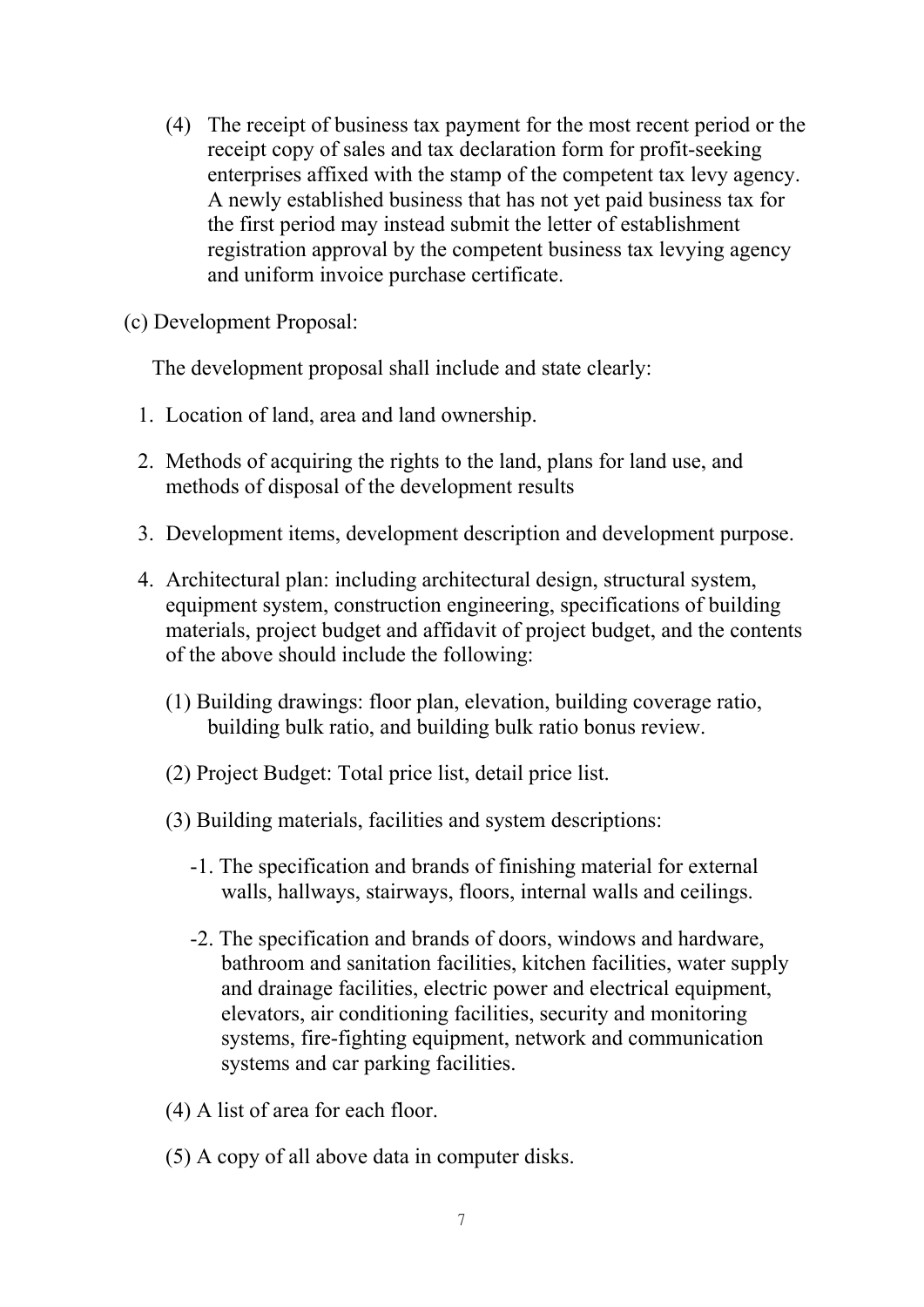(4) The receipt of business tax payment for the most recent period or the receipt copy of sales and tax declaration form for profit-seeking enterprises affixed with the stamp of the competent tax levy agency. A newly established business that has not yet paid business tax for the first period may instead submit the letter of establishment registration approval by the competent business tax levying agency and uniform invoice purchase certificate.

(c) Development Proposal:

The development proposal shall include and state clearly:

1. Location of land, area and land ownership.
2. Methods of acquiring the rights to the land, plans for land use, and methods of disposal of the development results
3. Development items, development description and development purpose.
4. Architectural plan: including architectural design, structural system, equipment system, construction engineering, specifications of building materials, project budget and affidavit of project budget, and the contents of the above should include the following:

   (1) Building drawings: floor plan, elevation, building coverage ratio, building bulk ratio, and building bulk ratio bonus review.

   (2) Project Budget: Total price list, detail price list.

   (3) Building materials, facilities and system descriptions:

   -1. The specification and brands of finishing material for external walls, hallways, stairways, floors, internal walls and ceilings.

   -2. The specification and brands of doors, windows and hardware, bathroom and sanitation facilities, kitchen facilities, water supply and drainage facilities, electric power and electrical equipment, elevators, air conditioning facilities, security and monitoring systems, fire-fighting equipment, network and communication systems and car parking facilities.

   (4) A list of area for each floor.

   (5) A copy of all above data in computer disks.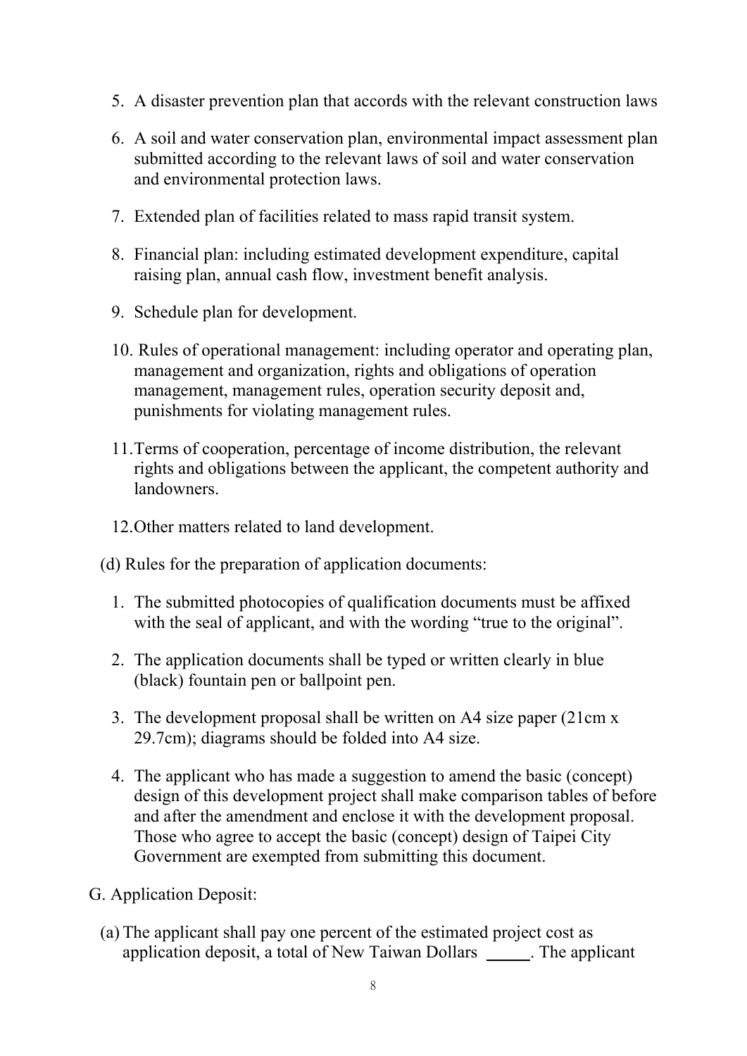5. A disaster prevention plan that accords with the relevant construction laws

6. A soil and water conservation plan, environmental impact assessment plan submitted according to the relevant laws of soil and water conservation and environmental protection laws.

7. Extended plan of facilities related to mass rapid transit system.

8. Financial plan: including estimated development expenditure, capital raising plan, annual cash flow, investment benefit analysis.

9. Schedule plan for development.

10. Rules of operational management: including operator and operating plan, management and organization, rights and obligations of operation management, management rules, operation security deposit and, punishments for violating management rules.

11. Terms of cooperation, percentage of income distribution, the relevant rights and obligations between the applicant, the competent authority and landowners.

12. Other matters related to land development.

(d) Rules for the preparation of application documents:

1. The submitted photocopies of qualification documents must be affixed with the seal of applicant, and with the wording "true to the original".

2. The application documents shall be typed or written clearly in blue (black) fountain pen or ballpoint pen.

3. The development proposal shall be written on A4 size paper (21cm x 29.7cm); diagrams should be folded into A4 size.

4. The applicant who has made a suggestion to amend the basic (concept) design of this development project shall make comparison tables of before and after the amendment and enclose it with the development proposal. Those who agree to accept the basic (concept) design of Taipei City Government are exempted from submitting this document.

G. Application Deposit:

(a) The applicant shall pay one percent of the estimated project cost as application deposit, a total of New Taiwan Dollars _____. The applicant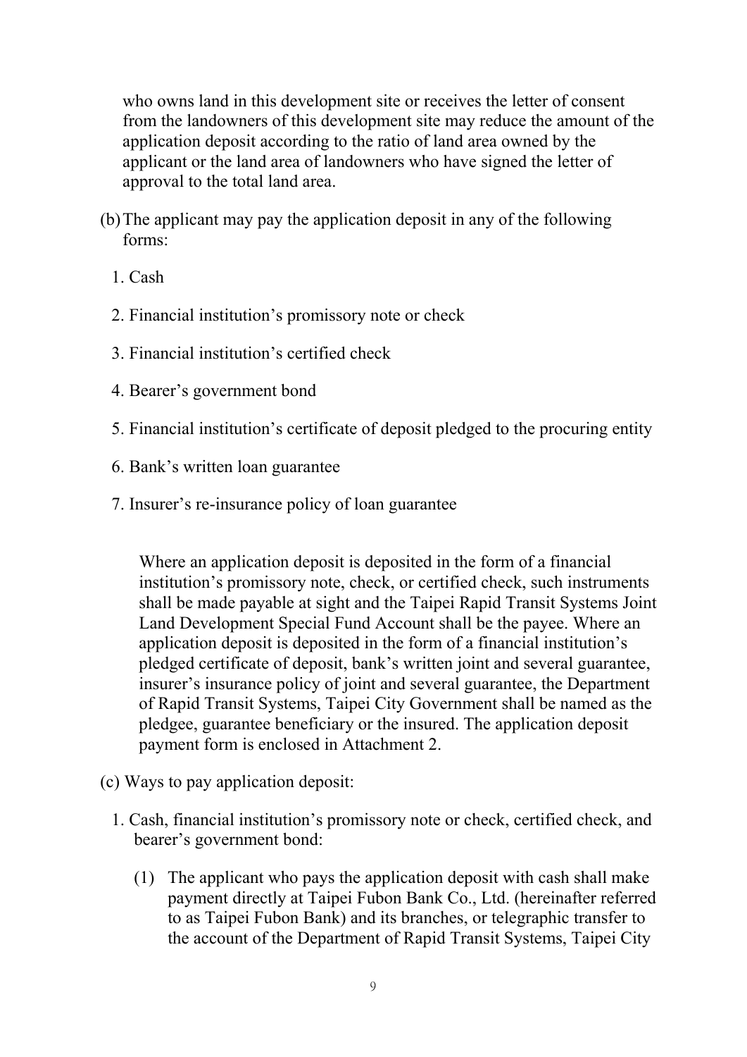who owns land in this development site or receives the letter of consent from the landowners of this development site may reduce the amount of the application deposit according to the ratio of land area owned by the applicant or the land area of landowners who have signed the letter of approval to the total land area.

(b) The applicant may pay the application deposit in any of the following forms:

1. Cash
2. Financial institution's promissory note or check
3. Financial institution's certified check
4. Bearer's government bond
5. Financial institution's certificate of deposit pledged to the procuring entity
6. Bank's written loan guarantee
7. Insurer's re-insurance policy of loan guarantee

Where an application deposit is deposited in the form of a financial institution's promissory note, check, or certified check, such instruments shall be made payable at sight and the Taipei Rapid Transit Systems Joint Land Development Special Fund Account shall be the payee. Where an application deposit is deposited in the form of a financial institution's pledged certificate of deposit, bank's written joint and several guarantee, insurer's insurance policy of joint and several guarantee, the Department of Rapid Transit Systems, Taipei City Government shall be named as the pledgee, guarantee beneficiary or the insured. The application deposit payment form is enclosed in Attachment 2.

(c) Ways to pay application deposit:

1. Cash, financial institution's promissory note or check, certified check, and bearer's government bond:

   (1) The applicant who pays the application deposit with cash shall make payment directly at Taipei Fubon Bank Co., Ltd. (hereinafter referred to as Taipei Fubon Bank) and its branches, or telegraphic transfer to the account of the Department of Rapid Transit Systems, Taipei City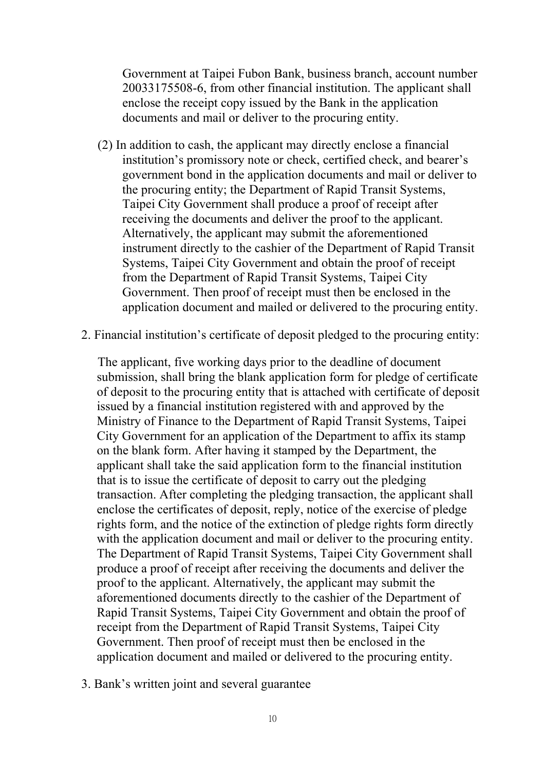Government at Taipei Fubon Bank, business branch, account number 20033175508-6, from other financial institution. The applicant shall enclose the receipt copy issued by the Bank in the application documents and mail or deliver to the procuring entity.

(2) In addition to cash, the applicant may directly enclose a financial institution's promissory note or check, certified check, and bearer's government bond in the application documents and mail or deliver to the procuring entity; the Department of Rapid Transit Systems, Taipei City Government shall produce a proof of receipt after receiving the documents and deliver the proof to the applicant. Alternatively, the applicant may submit the aforementioned instrument directly to the cashier of the Department of Rapid Transit Systems, Taipei City Government and obtain the proof of receipt from the Department of Rapid Transit Systems, Taipei City Government. Then proof of receipt must then be enclosed in the application document and mailed or delivered to the procuring entity.

2. Financial institution's certificate of deposit pledged to the procuring entity:

The applicant, five working days prior to the deadline of document submission, shall bring the blank application form for pledge of certificate of deposit to the procuring entity that is attached with certificate of deposit issued by a financial institution registered with and approved by the Ministry of Finance to the Department of Rapid Transit Systems, Taipei City Government for an application of the Department to affix its stamp on the blank form. After having it stamped by the Department, the applicant shall take the said application form to the financial institution that is to issue the certificate of deposit to carry out the pledging transaction. After completing the pledging transaction, the applicant shall enclose the certificates of deposit, reply, notice of the exercise of pledge rights form, and the notice of the extinction of pledge rights form directly with the application document and mail or deliver to the procuring entity. The Department of Rapid Transit Systems, Taipei City Government shall produce a proof of receipt after receiving the documents and deliver the proof to the applicant. Alternatively, the applicant may submit the aforementioned documents directly to the cashier of the Department of Rapid Transit Systems, Taipei City Government and obtain the proof of receipt from the Department of Rapid Transit Systems, Taipei City Government. Then proof of receipt must then be enclosed in the application document and mailed or delivered to the procuring entity.

3. Bank's written joint and several guarantee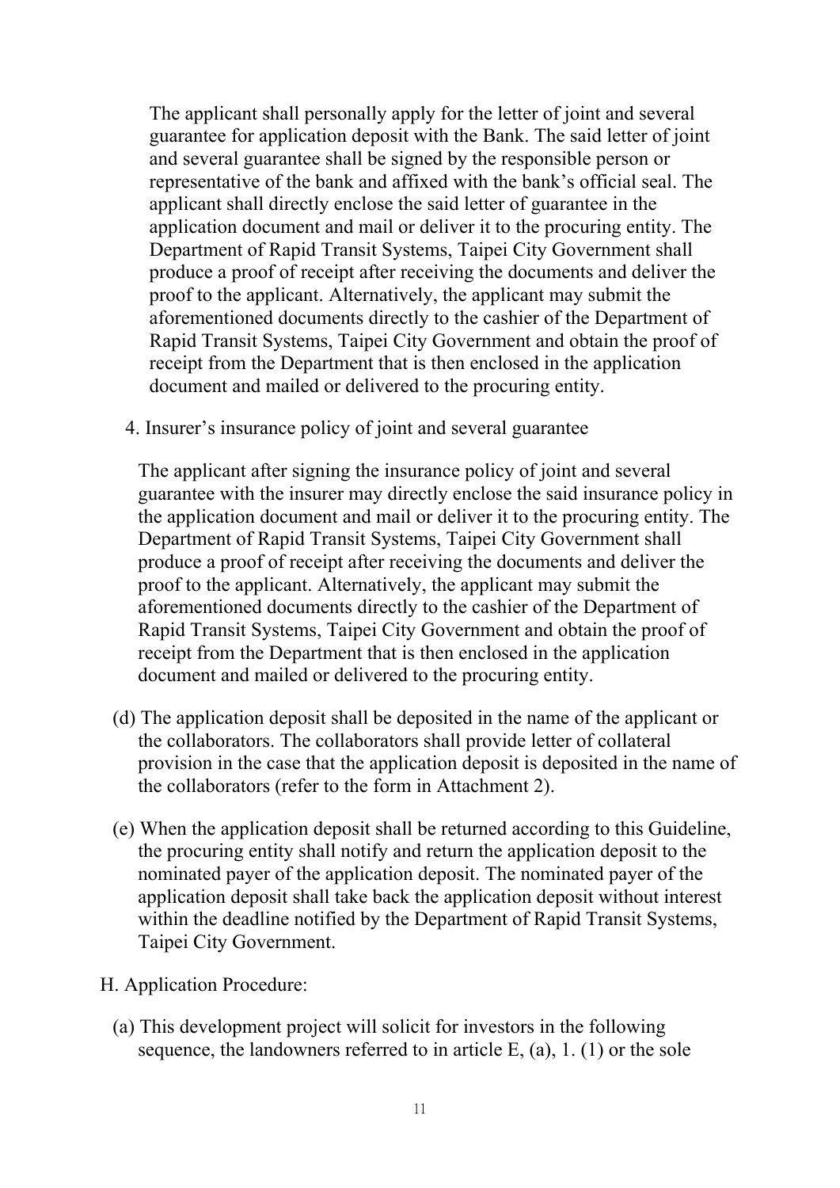The applicant shall personally apply for the letter of joint and several guarantee for application deposit with the Bank. The said letter of joint and several guarantee shall be signed by the responsible person or representative of the bank and affixed with the bank's official seal. The applicant shall directly enclose the said letter of guarantee in the application document and mail or deliver it to the procuring entity. The Department of Rapid Transit Systems, Taipei City Government shall produce a proof of receipt after receiving the documents and deliver the proof to the applicant. Alternatively, the applicant may submit the aforementioned documents directly to the cashier of the Department of Rapid Transit Systems, Taipei City Government and obtain the proof of receipt from the Department that is then enclosed in the application document and mailed or delivered to the procuring entity.

4. Insurer's insurance policy of joint and several guarantee

The applicant after signing the insurance policy of joint and several guarantee with the insurer may directly enclose the said insurance policy in the application document and mail or deliver it to the procuring entity. The Department of Rapid Transit Systems, Taipei City Government shall produce a proof of receipt after receiving the documents and deliver the proof to the applicant. Alternatively, the applicant may submit the aforementioned documents directly to the cashier of the Department of Rapid Transit Systems, Taipei City Government and obtain the proof of receipt from the Department that is then enclosed in the application document and mailed or delivered to the procuring entity.

(d) The application deposit shall be deposited in the name of the applicant or the collaborators. The collaborators shall provide letter of collateral provision in the case that the application deposit is deposited in the name of the collaborators (refer to the form in Attachment 2).

(e) When the application deposit shall be returned according to this Guideline, the procuring entity shall notify and return the application deposit to the nominated payer of the application deposit. The nominated payer of the application deposit shall take back the application deposit without interest within the deadline notified by the Department of Rapid Transit Systems, Taipei City Government.

H. Application Procedure:

(a) This development project will solicit for investors in the following sequence, the landowners referred to in article E, (a), 1. (1) or the sole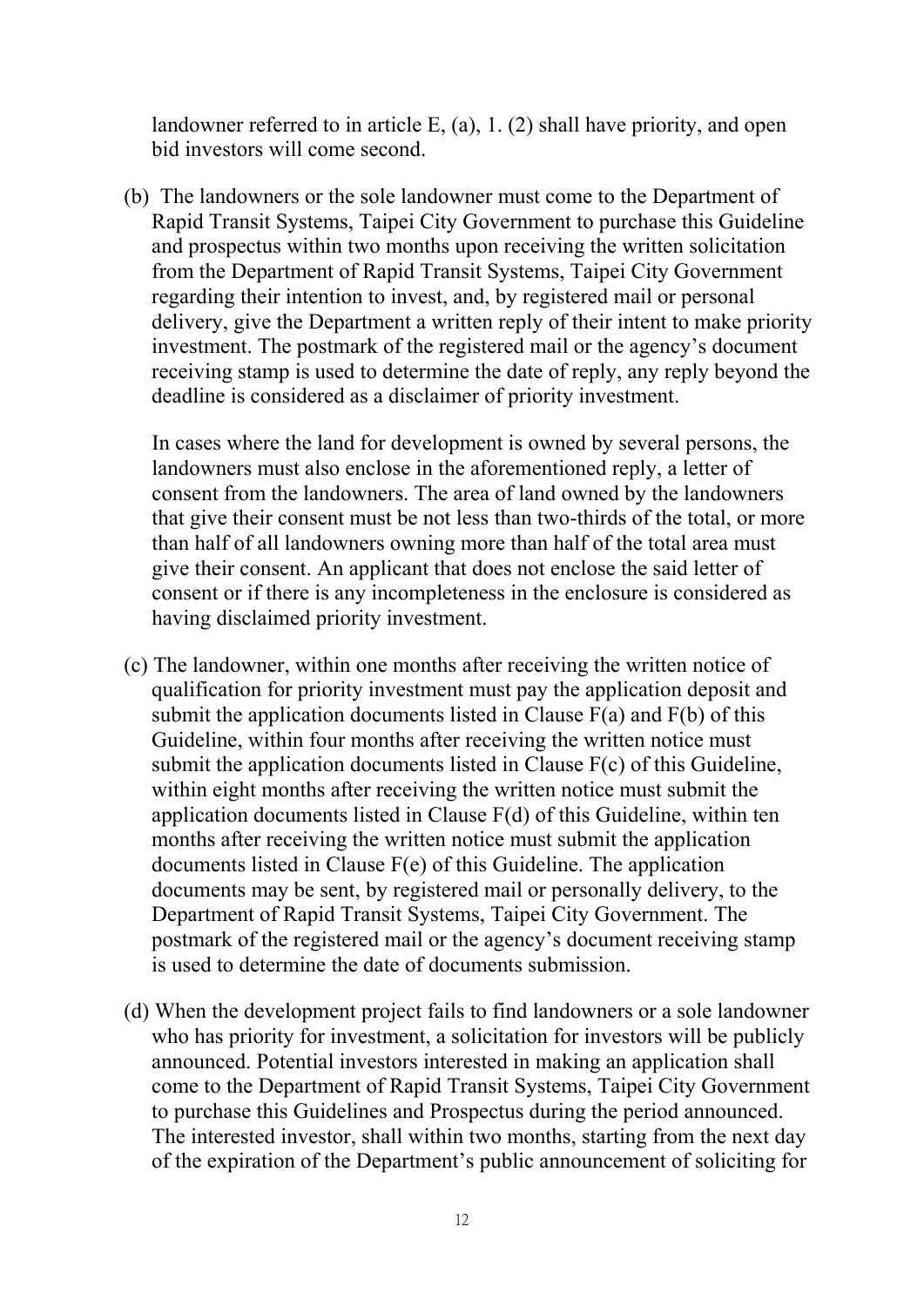landowner referred to in article E, (a), 1. (2) shall have priority, and open bid investors will come second.

(b) The landowners or the sole landowner must come to the Department of Rapid Transit Systems, Taipei City Government to purchase this Guideline and prospectus within two months upon receiving the written solicitation from the Department of Rapid Transit Systems, Taipei City Government regarding their intention to invest, and, by registered mail or personal delivery, give the Department a written reply of their intent to make priority investment. The postmark of the registered mail or the agency's document receiving stamp is used to determine the date of reply, any reply beyond the deadline is considered as a disclaimer of priority investment.

In cases where the land for development is owned by several persons, the landowners must also enclose in the aforementioned reply, a letter of consent from the landowners. The area of land owned by the landowners that give their consent must be not less than two-thirds of the total, or more than half of all landowners owning more than half of the total area must give their consent. An applicant that does not enclose the said letter of consent or if there is any incompleteness in the enclosure is considered as having disclaimed priority investment.

(c) The landowner, within one months after receiving the written notice of qualification for priority investment must pay the application deposit and submit the application documents listed in Clause F(a) and F(b) of this Guideline, within four months after receiving the written notice must submit the application documents listed in Clause F(c) of this Guideline, within eight months after receiving the written notice must submit the application documents listed in Clause F(d) of this Guideline, within ten months after receiving the written notice must submit the application documents listed in Clause F(e) of this Guideline. The application documents may be sent, by registered mail or personally delivery, to the Department of Rapid Transit Systems, Taipei City Government. The postmark of the registered mail or the agency's document receiving stamp is used to determine the date of documents submission.

(d) When the development project fails to find landowners or a sole landowner who has priority for investment, a solicitation for investors will be publicly announced. Potential investors interested in making an application shall come to the Department of Rapid Transit Systems, Taipei City Government to purchase this Guidelines and Prospectus during the period announced. The interested investor, shall within two months, starting from the next day of the expiration of the Department's public announcement of soliciting for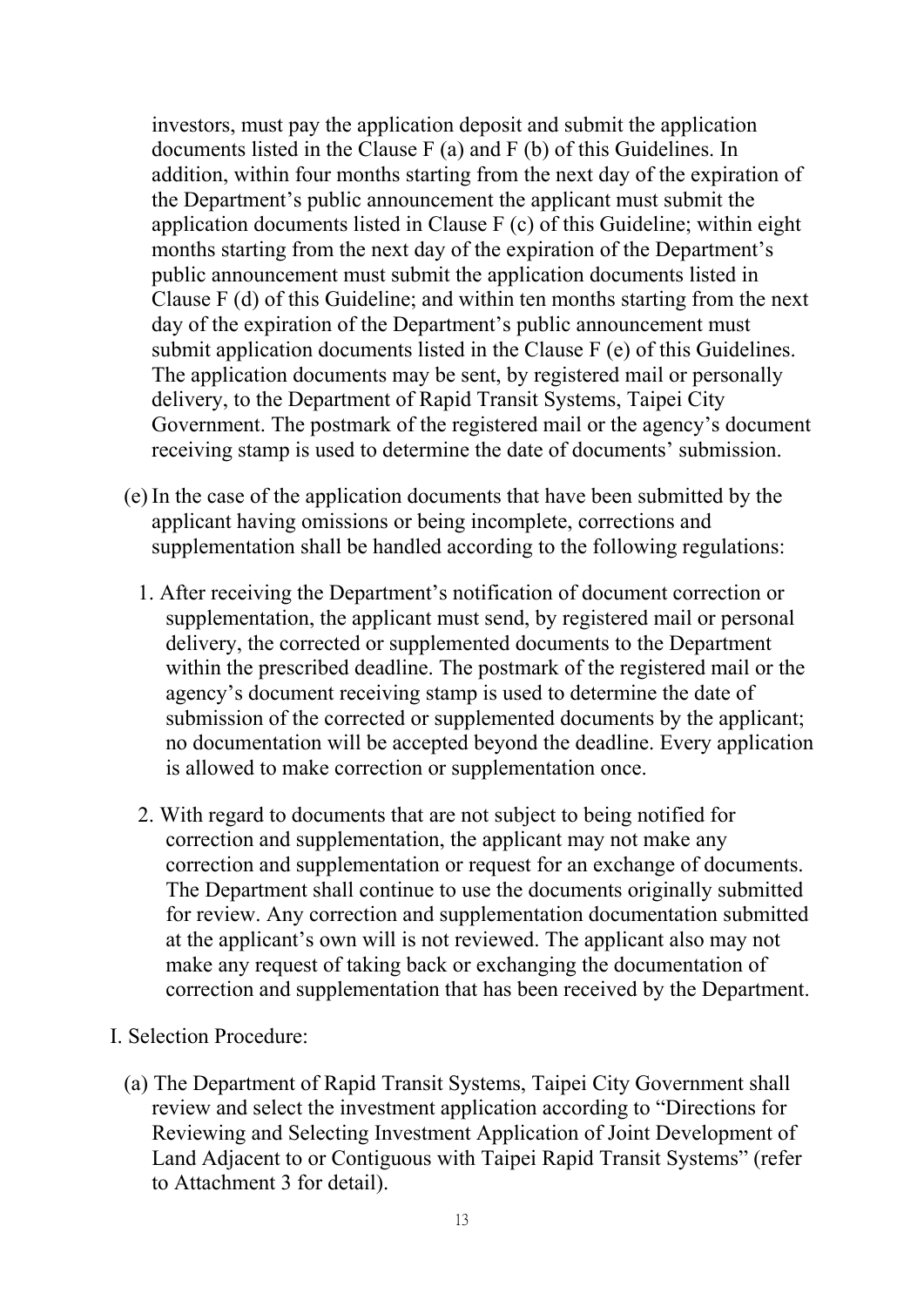investors, must pay the application deposit and submit the application documents listed in the Clause F (a) and F (b) of this Guidelines. In addition, within four months starting from the next day of the expiration of the Department's public announcement the applicant must submit the application documents listed in Clause F (c) of this Guideline; within eight months starting from the next day of the expiration of the Department's public announcement must submit the application documents listed in Clause F (d) of this Guideline; and within ten months starting from the next day of the expiration of the Department's public announcement must submit application documents listed in the Clause F (e) of this Guidelines. The application documents may be sent, by registered mail or personally delivery, to the Department of Rapid Transit Systems, Taipei City Government. The postmark of the registered mail or the agency's document receiving stamp is used to determine the date of documents' submission.

(e) In the case of the application documents that have been submitted by the applicant having omissions or being incomplete, corrections and supplementation shall be handled according to the following regulations:

1. After receiving the Department's notification of document correction or supplementation, the applicant must send, by registered mail or personal delivery, the corrected or supplemented documents to the Department within the prescribed deadline. The postmark of the registered mail or the agency's document receiving stamp is used to determine the date of submission of the corrected or supplemented documents by the applicant; no documentation will be accepted beyond the deadline. Every application is allowed to make correction or supplementation once.

2. With regard to documents that are not subject to being notified for correction and supplementation, the applicant may not make any correction and supplementation or request for an exchange of documents. The Department shall continue to use the documents originally submitted for review. Any correction and supplementation documentation submitted at the applicant's own will is not reviewed. The applicant also may not make any request of taking back or exchanging the documentation of correction and supplementation that has been received by the Department.

I. Selection Procedure:

(a) The Department of Rapid Transit Systems, Taipei City Government shall review and select the investment application according to "Directions for Reviewing and Selecting Investment Application of Joint Development of Land Adjacent to or Contiguous with Taipei Rapid Transit Systems" (refer to Attachment 3 for detail).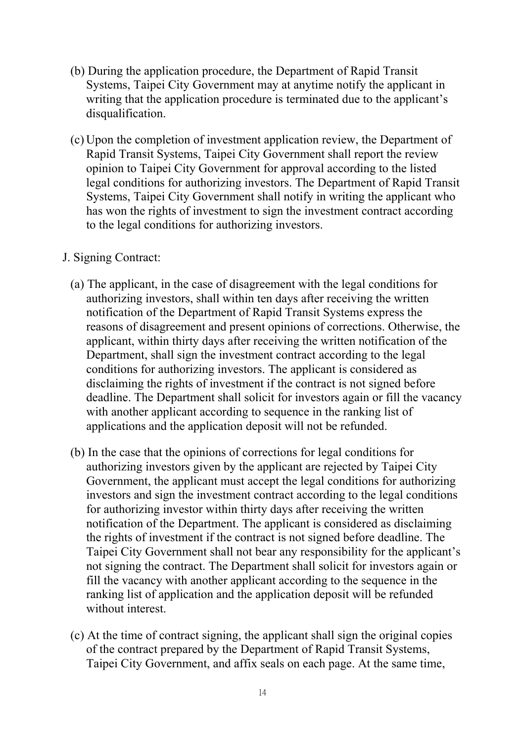(b) During the application procedure, the Department of Rapid Transit Systems, Taipei City Government may at anytime notify the applicant in writing that the application procedure is terminated due to the applicant's disqualification.

(c) Upon the completion of investment application review, the Department of Rapid Transit Systems, Taipei City Government shall report the review opinion to Taipei City Government for approval according to the listed legal conditions for authorizing investors. The Department of Rapid Transit Systems, Taipei City Government shall notify in writing the applicant who has won the rights of investment to sign the investment contract according to the legal conditions for authorizing investors.

J. Signing Contract:

(a) The applicant, in the case of disagreement with the legal conditions for authorizing investors, shall within ten days after receiving the written notification of the Department of Rapid Transit Systems express the reasons of disagreement and present opinions of corrections. Otherwise, the applicant, within thirty days after receiving the written notification of the Department, shall sign the investment contract according to the legal conditions for authorizing investors. The applicant is considered as disclaiming the rights of investment if the contract is not signed before deadline. The Department shall solicit for investors again or fill the vacancy with another applicant according to sequence in the ranking list of applications and the application deposit will not be refunded.

(b) In the case that the opinions of corrections for legal conditions for authorizing investors given by the applicant are rejected by Taipei City Government, the applicant must accept the legal conditions for authorizing investors and sign the investment contract according to the legal conditions for authorizing investor within thirty days after receiving the written notification of the Department. The applicant is considered as disclaiming the rights of investment if the contract is not signed before deadline. The Taipei City Government shall not bear any responsibility for the applicant's not signing the contract. The Department shall solicit for investors again or fill the vacancy with another applicant according to the sequence in the ranking list of application and the application deposit will be refunded without interest.

(c) At the time of contract signing, the applicant shall sign the original copies of the contract prepared by the Department of Rapid Transit Systems, Taipei City Government, and affix seals on each page. At the same time,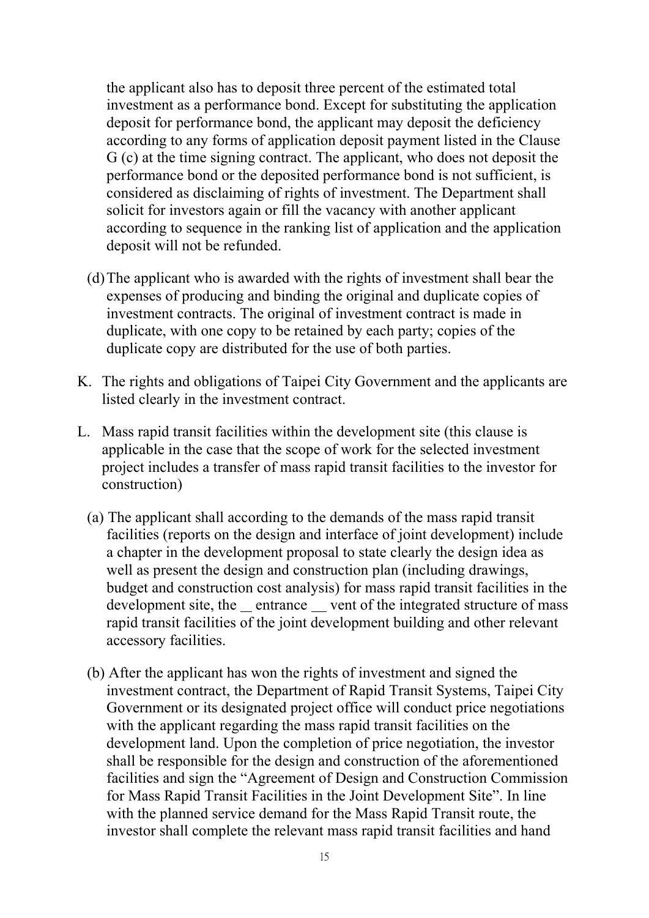the applicant also has to deposit three percent of the estimated total investment as a performance bond. Except for substituting the application deposit for performance bond, the applicant may deposit the deficiency according to any forms of application deposit payment listed in the Clause G (c) at the time signing contract. The applicant, who does not deposit the performance bond or the deposited performance bond is not sufficient, is considered as disclaiming of rights of investment. The Department shall solicit for investors again or fill the vacancy with another applicant according to sequence in the ranking list of application and the application deposit will not be refunded.

(d) The applicant who is awarded with the rights of investment shall bear the expenses of producing and binding the original and duplicate copies of investment contracts. The original of investment contract is made in duplicate, with one copy to be retained by each party; copies of the duplicate copy are distributed for the use of both parties.

K. The rights and obligations of Taipei City Government and the applicants are listed clearly in the investment contract.

L. Mass rapid transit facilities within the development site (this clause is applicable in the case that the scope of work for the selected investment project includes a transfer of mass rapid transit facilities to the investor for construction)

(a) The applicant shall according to the demands of the mass rapid transit facilities (reports on the design and interface of joint development) include a chapter in the development proposal to state clearly the design idea as well as present the design and construction plan (including drawings, budget and construction cost analysis) for mass rapid transit facilities in the development site, the __ entrance __ vent of the integrated structure of mass rapid transit facilities of the joint development building and other relevant accessory facilities.

(b) After the applicant has won the rights of investment and signed the investment contract, the Department of Rapid Transit Systems, Taipei City Government or its designated project office will conduct price negotiations with the applicant regarding the mass rapid transit facilities on the development land. Upon the completion of price negotiation, the investor shall be responsible for the design and construction of the aforementioned facilities and sign the "Agreement of Design and Construction Commission for Mass Rapid Transit Facilities in the Joint Development Site". In line with the planned service demand for the Mass Rapid Transit route, the investor shall complete the relevant mass rapid transit facilities and hand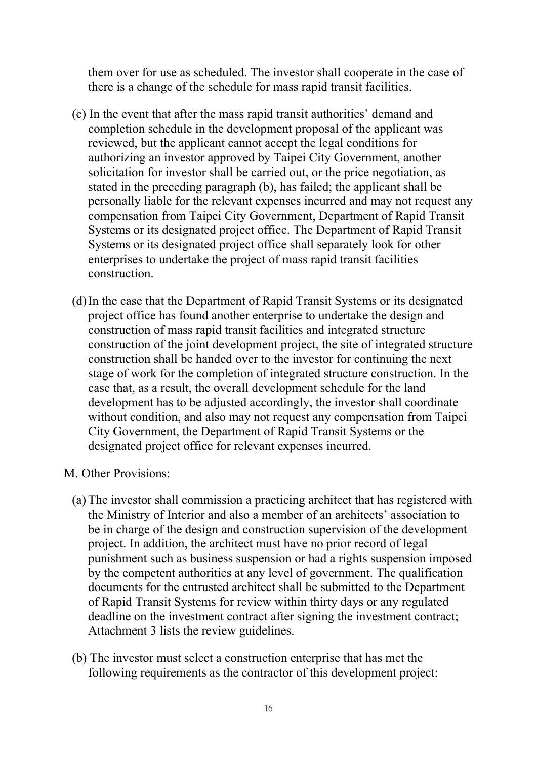them over for use as scheduled. The investor shall cooperate in the case of there is a change of the schedule for mass rapid transit facilities.

(c) In the event that after the mass rapid transit authorities' demand and completion schedule in the development proposal of the applicant was reviewed, but the applicant cannot accept the legal conditions for authorizing an investor approved by Taipei City Government, another solicitation for investor shall be carried out, or the price negotiation, as stated in the preceding paragraph (b), has failed; the applicant shall be personally liable for the relevant expenses incurred and may not request any compensation from Taipei City Government, Department of Rapid Transit Systems or its designated project office. The Department of Rapid Transit Systems or its designated project office shall separately look for other enterprises to undertake the project of mass rapid transit facilities construction.

(d) In the case that the Department of Rapid Transit Systems or its designated project office has found another enterprise to undertake the design and construction of mass rapid transit facilities and integrated structure construction of the joint development project, the site of integrated structure construction shall be handed over to the investor for continuing the next stage of work for the completion of integrated structure construction. In the case that, as a result, the overall development schedule for the land development has to be adjusted accordingly, the investor shall coordinate without condition, and also may not request any compensation from Taipei City Government, the Department of Rapid Transit Systems or the designated project office for relevant expenses incurred.

M. Other Provisions:

(a) The investor shall commission a practicing architect that has registered with the Ministry of Interior and also a member of an architects' association to be in charge of the design and construction supervision of the development project. In addition, the architect must have no prior record of legal punishment such as business suspension or had a rights suspension imposed by the competent authorities at any level of government. The qualification documents for the entrusted architect shall be submitted to the Department of Rapid Transit Systems for review within thirty days or any regulated deadline on the investment contract after signing the investment contract; Attachment 3 lists the review guidelines.

(b) The investor must select a construction enterprise that has met the following requirements as the contractor of this development project: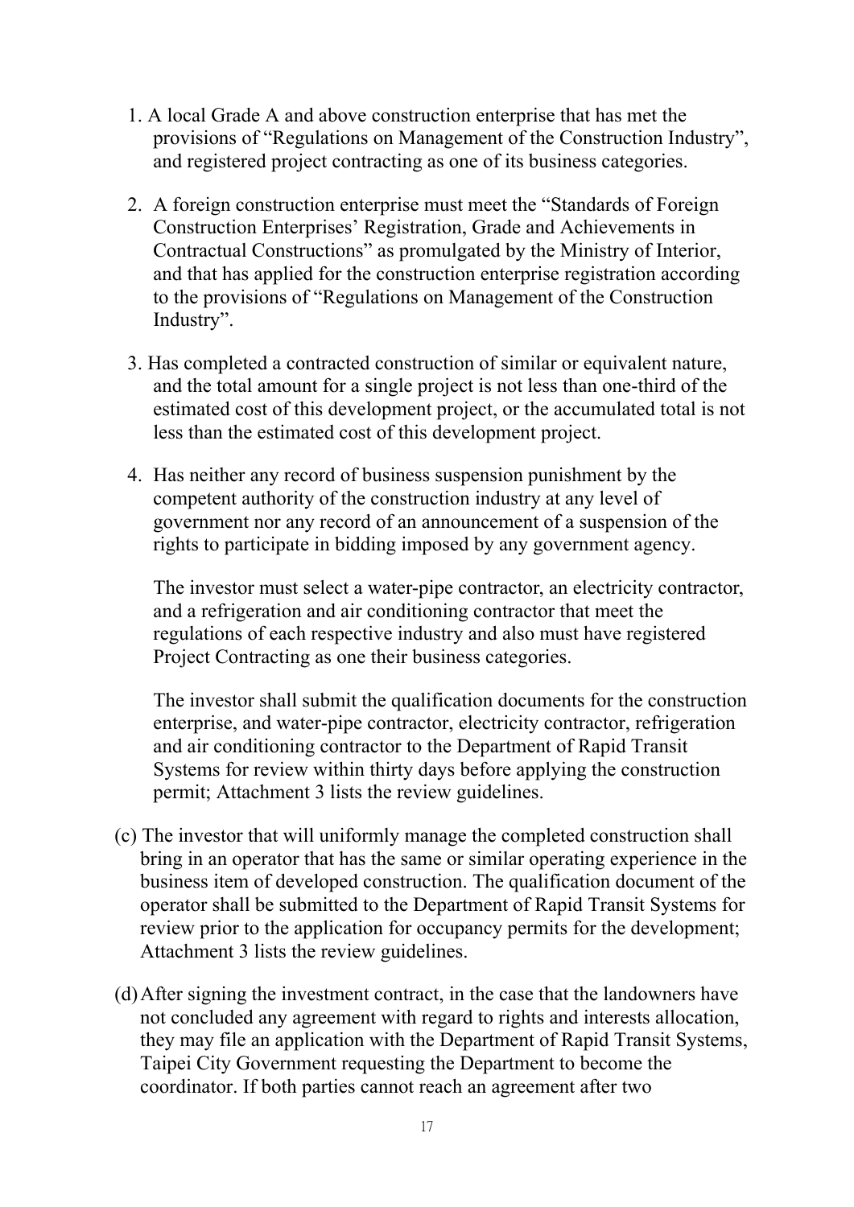1. A local Grade A and above construction enterprise that has met the provisions of "Regulations on Management of the Construction Industry", and registered project contracting as one of its business categories.

2. A foreign construction enterprise must meet the "Standards of Foreign Construction Enterprises' Registration, Grade and Achievements in Contractual Constructions" as promulgated by the Ministry of Interior, and that has applied for the construction enterprise registration according to the provisions of "Regulations on Management of the Construction Industry".

3. Has completed a contracted construction of similar or equivalent nature, and the total amount for a single project is not less than one-third of the estimated cost of this development project, or the accumulated total is not less than the estimated cost of this development project.

4. Has neither any record of business suspension punishment by the competent authority of the construction industry at any level of government nor any record of an announcement of a suspension of the rights to participate in bidding imposed by any government agency.

   The investor must select a water-pipe contractor, an electricity contractor, and a refrigeration and air conditioning contractor that meet the regulations of each respective industry and also must have registered Project Contracting as one their business categories.

   The investor shall submit the qualification documents for the construction enterprise, and water-pipe contractor, electricity contractor, refrigeration and air conditioning contractor to the Department of Rapid Transit Systems for review within thirty days before applying the construction permit; Attachment 3 lists the review guidelines.

(c) The investor that will uniformly manage the completed construction shall bring in an operator that has the same or similar operating experience in the business item of developed construction. The qualification document of the operator shall be submitted to the Department of Rapid Transit Systems for review prior to the application for occupancy permits for the development; Attachment 3 lists the review guidelines.

(d) After signing the investment contract, in the case that the landowners have not concluded any agreement with regard to rights and interests allocation, they may file an application with the Department of Rapid Transit Systems, Taipei City Government requesting the Department to become the coordinator. If both parties cannot reach an agreement after two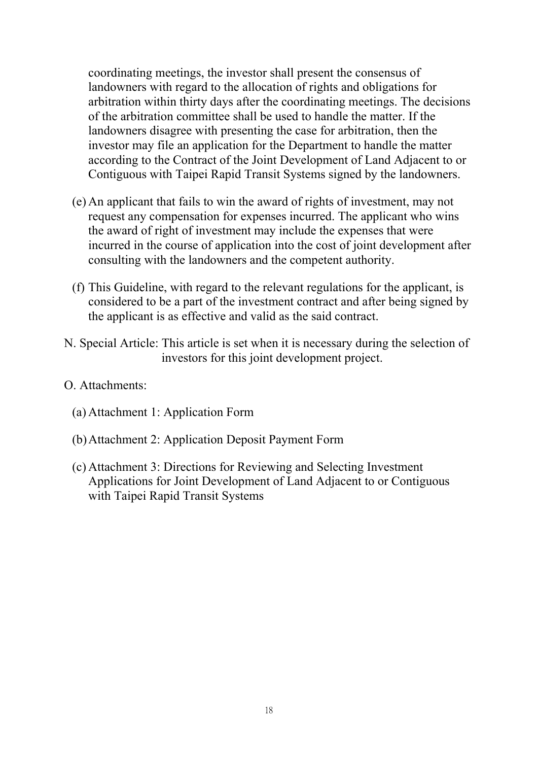coordinating meetings, the investor shall present the consensus of landowners with regard to the allocation of rights and obligations for arbitration within thirty days after the coordinating meetings. The decisions of the arbitration committee shall be used to handle the matter. If the landowners disagree with presenting the case for arbitration, then the investor may file an application for the Department to handle the matter according to the Contract of the Joint Development of Land Adjacent to or Contiguous with Taipei Rapid Transit Systems signed by the landowners.

(e) An applicant that fails to win the award of rights of investment, may not request any compensation for expenses incurred. The applicant who wins the award of right of investment may include the expenses that were incurred in the course of application into the cost of joint development after consulting with the landowners and the competent authority.

(f) This Guideline, with regard to the relevant regulations for the applicant, is considered to be a part of the investment contract and after being signed by the applicant is as effective and valid as the said contract.

N. Special Article: This article is set when it is necessary during the selection of investors for this joint development project.

O. Attachments:

(a) Attachment 1: Application Form

(b) Attachment 2: Application Deposit Payment Form

(c) Attachment 3: Directions for Reviewing and Selecting Investment Applications for Joint Development of Land Adjacent to or Contiguous with Taipei Rapid Transit Systems